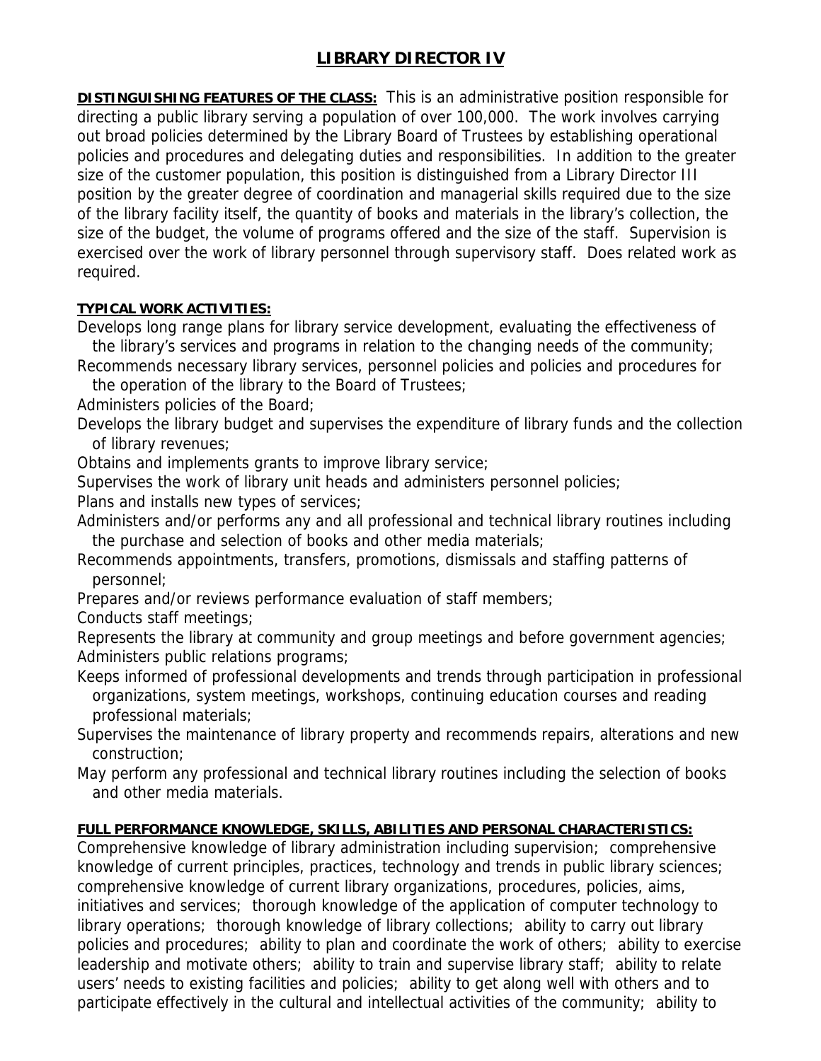# LIBRARY DIRECTOR IV

**DISTINGUISHING FEATURES OF THE CLASS:** This is an administrative position responsible for directing a public library serving a population of over 100,000. The work involves carrying out broad policies determined by the Library Board of Trustees by establishing operational policies and procedures and delegating duties and responsibilities. In addition to the greater size of the customer population, this position is distinguished from a Library Director III position by the greater degree of coordination and managerial skills required due to the size of the library facility itself, the quantity of books and materials in the library's collection, the size of the budget, the volume of programs offered and the size of the staff. Supervision is exercised over the work of library personnel through supervisory staff. Does related work as required.

**TYPICAL WORK ACTIVITIES:**

Develops long range plans for library service development, evaluating the effectiveness of the library's services and programs in relation to the changing needs of the community;
Recommends necessary library services, personnel policies and policies and procedures for the operation of the library to the Board of Trustees;
Administers policies of the Board;
Develops the library budget and supervises the expenditure of library funds and the collection of library revenues;
Obtains and implements grants to improve library service;
Supervises the work of library unit heads and administers personnel policies;
Plans and installs new types of services;
Administers and/or performs any and all professional and technical library routines including the purchase and selection of books and other media materials;
Recommends appointments, transfers, promotions, dismissals and staffing patterns of personnel;
Prepares and/or reviews performance evaluation of staff members;
Conducts staff meetings;
Represents the library at community and group meetings and before government agencies;
Administers public relations programs;
Keeps informed of professional developments and trends through participation in professional organizations, system meetings, workshops, continuing education courses and reading professional materials;
Supervises the maintenance of library property and recommends repairs, alterations and new construction;
May perform any professional and technical library routines including the selection of books and other media materials.

**FULL PERFORMANCE KNOWLEDGE, SKILLS, ABILITIES AND PERSONAL CHARACTERISTICS:**
Comprehensive knowledge of library administration including supervision; comprehensive knowledge of current principles, practices, technology and trends in public library sciences; comprehensive knowledge of current library organizations, procedures, policies, aims, initiatives and services; thorough knowledge of the application of computer technology to library operations; thorough knowledge of library collections; ability to carry out library policies and procedures; ability to plan and coordinate the work of others; ability to exercise leadership and motivate others; ability to train and supervise library staff; ability to relate users' needs to existing facilities and policies; ability to get along well with others and to participate effectively in the cultural and intellectual activities of the community; ability to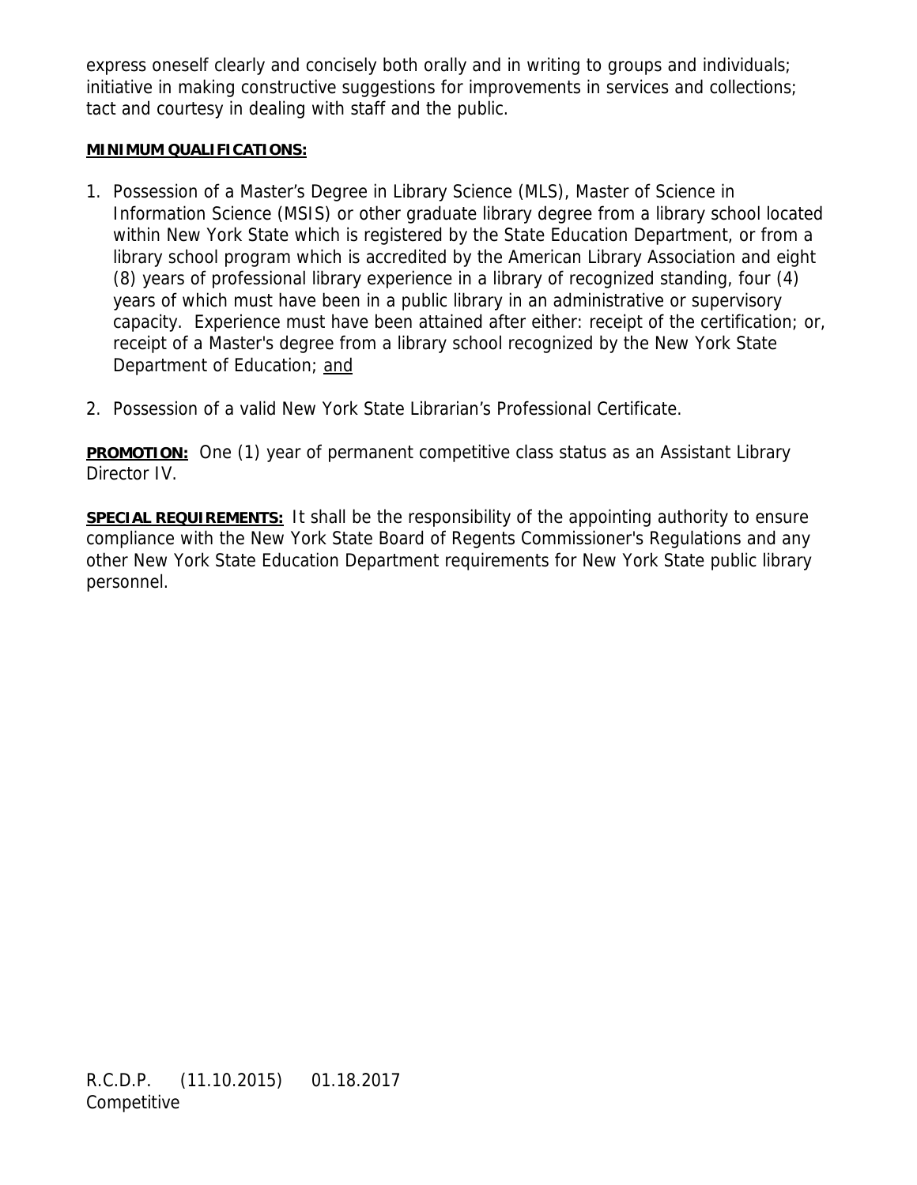express oneself clearly and concisely both orally and in writing to groups and individuals; initiative in making constructive suggestions for improvements in services and collections; tact and courtesy in dealing with staff and the public.

**MINIMUM QUALIFICATIONS:**

1. Possession of a Master's Degree in Library Science (MLS), Master of Science in Information Science (MSIS) or other graduate library degree from a library school located within New York State which is registered by the State Education Department, or from a library school program which is accredited by the American Library Association and eight (8) years of professional library experience in a library of recognized standing, four (4) years of which must have been in a public library in an administrative or supervisory capacity. Experience must have been attained after either: receipt of the certification; or, receipt of a Master's degree from a library school recognized by the New York State Department of Education; and

2. Possession of a valid New York State Librarian's Professional Certificate.

**PROMOTION:** One (1) year of permanent competitive class status as an Assistant Library Director IV.

**SPECIAL REQUIREMENTS:** It shall be the responsibility of the appointing authority to ensure compliance with the New York State Board of Regents Commissioner's Regulations and any other New York State Education Department requirements for New York State public library personnel.

R.C.D.P. (11.10.2015) 01.18.2017
Competitive